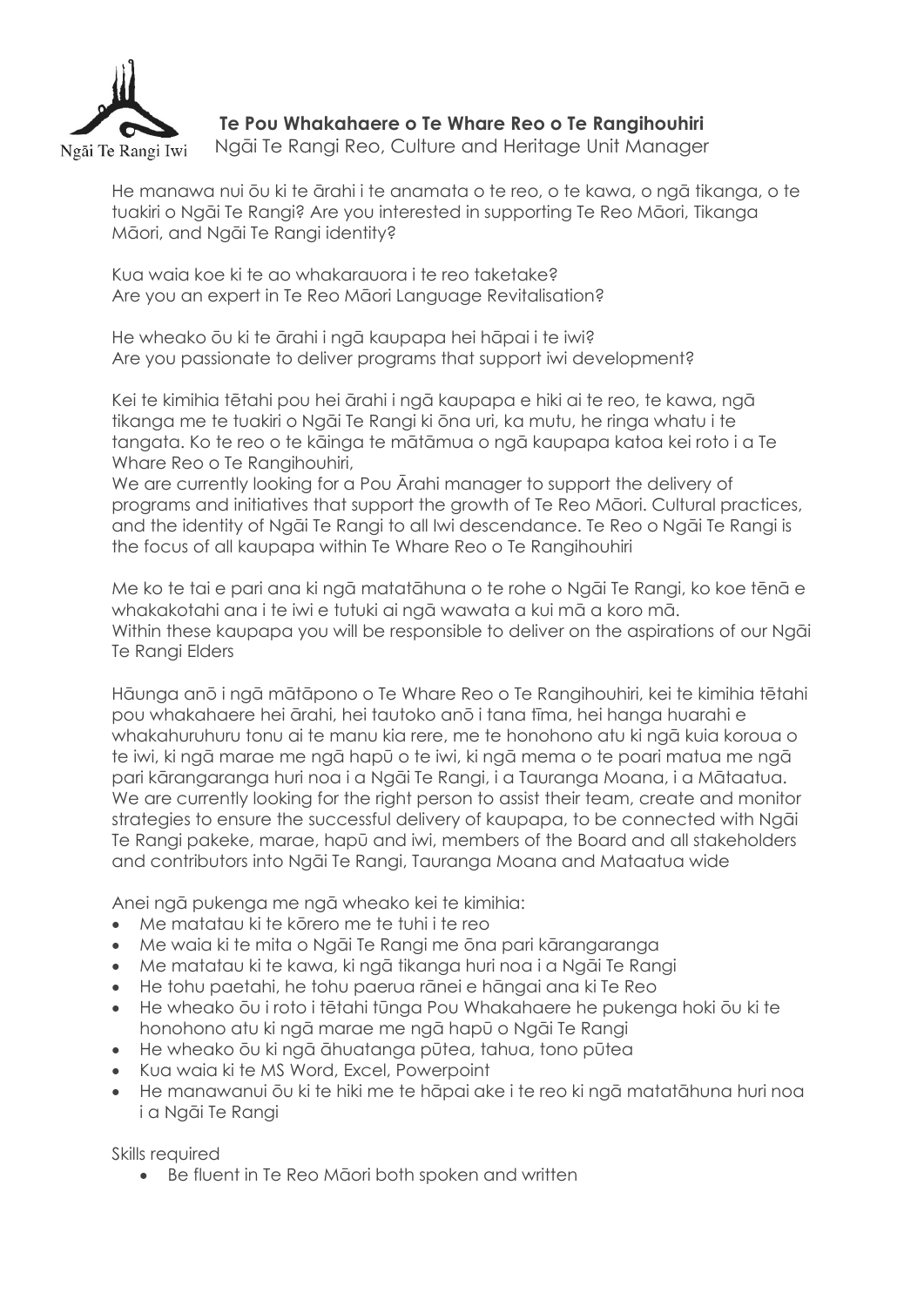Ngāi Te Rangi Iwi

**Te Pou Whakahaere o Te Whare Reo o Te Rangihouhiri**
Ngāi Te Rangi Reo, Culture and Heritage Unit Manager

He manawa nui ōu ki te ārahi i te anamata o te reo, o te kawa, o ngā tikanga, o te tuakiri o Ngāi Te Rangi? Are you interested in supporting Te Reo Māori, Tikanga Māori, and Ngāi Te Rangi identity?

Kua waia koe ki te ao whakarauora i te reo taketake?
Are you an expert in Te Reo Māori Language Revitalisation?

He wheako ōu ki te ārahi i ngā kaupapa hei hāpai i te iwi?
Are you passionate to deliver programs that support iwi development?

Kei te kimihia tētahi pou hei ārahi i ngā kaupapa e hiki ai te reo, te kawa, ngā tikanga me te tuakiri o Ngāi Te Rangi ki ōna uri, ka mutu, he ringa whatu i te tangata. Ko te reo o te kāinga te mātāmua o ngā kaupapa katoa kei roto i a Te Whare Reo o Te Rangihouhiri,
We are currently looking for a Pou Ārahi manager to support the delivery of programs and initiatives that support the growth of Te Reo Māori. Cultural practices, and the identity of Ngāi Te Rangi to all Iwi descendance. Te Reo o Ngāi Te Rangi is the focus of all kaupapa within Te Whare Reo o Te Rangihouhiri

Me ko te tai e pari ana ki ngā matatāhuna o te rohe o Ngāi Te Rangi, ko koe tēnā e whakakotahi ana i te iwi e tutuki ai ngā wawata a kui mā a koro mā.
Within these kaupapa you will be responsible to deliver on the aspirations of our Ngāi Te Rangi Elders

Hāunga anō i ngā mātāpono o Te Whare Reo o Te Rangihouhiri, kei te kimihia tētahi pou whakahaere hei ārahi, hei tautoko anō i tana tīma, hei hanga huarahi e whakahuruhuru tonu ai te manu kia rere, me te honohono atu ki ngā kuia koroua o te iwi, ki ngā marae me ngā hapū o te iwi, ki ngā mema o te poari matua me ngā pari kārangaranga huri noa i a Ngāi Te Rangi, i a Tauranga Moana, i a Mātaatua.
We are currently looking for the right person to assist their team, create and monitor strategies to ensure the successful delivery of kaupapa, to be connected with Ngāi Te Rangi pakeke, marae, hapū and iwi, members of the Board and all stakeholders and contributors into Ngāi Te Rangi, Tauranga Moana and Mataatua wide

Anei ngā pukenga me ngā wheako kei te kimihia:

- Me matatau ki te kōrero me te tuhi i te reo
- Me waia ki te mita o Ngāi Te Rangi me ōna pari kārangaranga
- Me matatau ki te kawa, ki ngā tikanga huri noa i a Ngāi Te Rangi
- He tohu paetahi, he tohu paerua rānei e hāngai ana ki Te Reo
- He wheako ōu i roto i tētahi tūnga Pou Whakahaere he pukenga hoki ōu ki te honohono atu ki ngā marae me ngā hapū o Ngāi Te Rangi
- He wheako ōu ki ngā āhuatanga pūtea, tahua, tono pūtea
- Kua waia ki te MS Word, Excel, Powerpoint
- He manawanui ōu ki te hiki me te hāpai ake i te reo ki ngā matatāhuna huri noa i a Ngāi Te Rangi

Skills required

- Be fluent in Te Reo Māori both spoken and written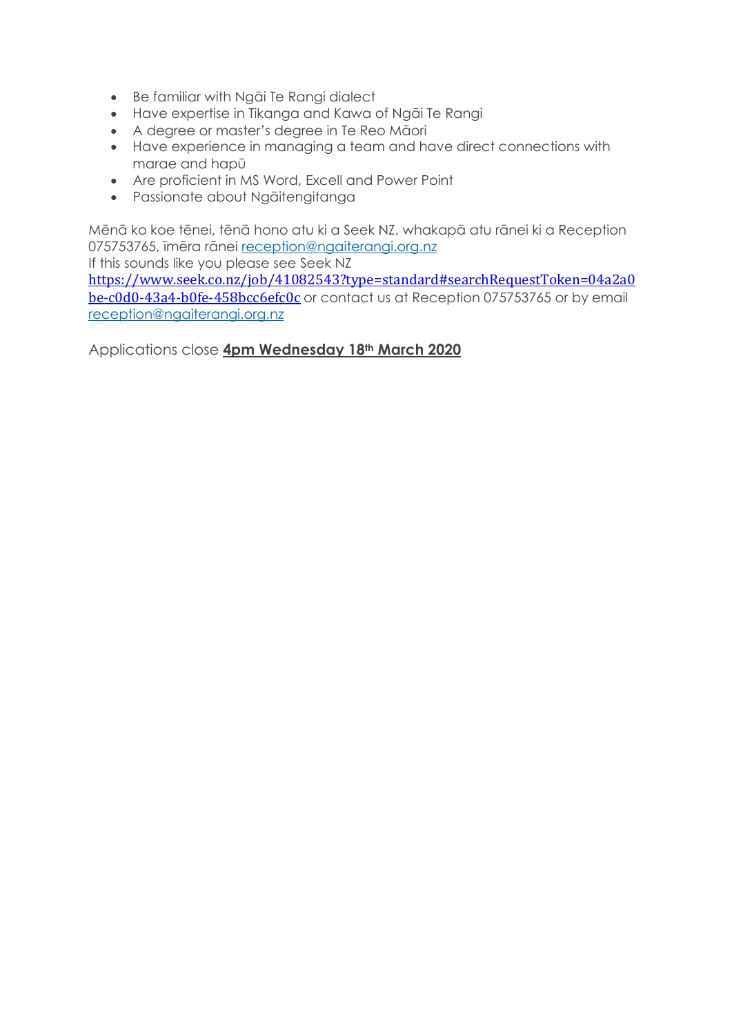- Be familiar with Ngāi Te Rangi dialect
- Have expertise in Tikanga and Kawa of Ngāi Te Rangi
- A degree or master's degree in Te Reo Māori
- Have experience in managing a team and have direct connections with marae and hapū
- Are proficient in MS Word, Excell and Power Point
- Passionate about Ngāitengitanga

Mēnā ko koe tēnei, tēnā hono atu ki a Seek NZ, whakapā atu rānei ki a Reception 075753765, īmēra rānei reception@ngaiterangi.org.nz
If this sounds like you please see Seek NZ https://www.seek.co.nz/job/41082543?type=standard#searchRequestToken=04a2a0be-c0d0-43a4-b0fe-458bcc6efc0c or contact us at Reception 075753765 or by email reception@ngaiterangi.org.nz

Applications close **4pm Wednesday 18th March 2020**